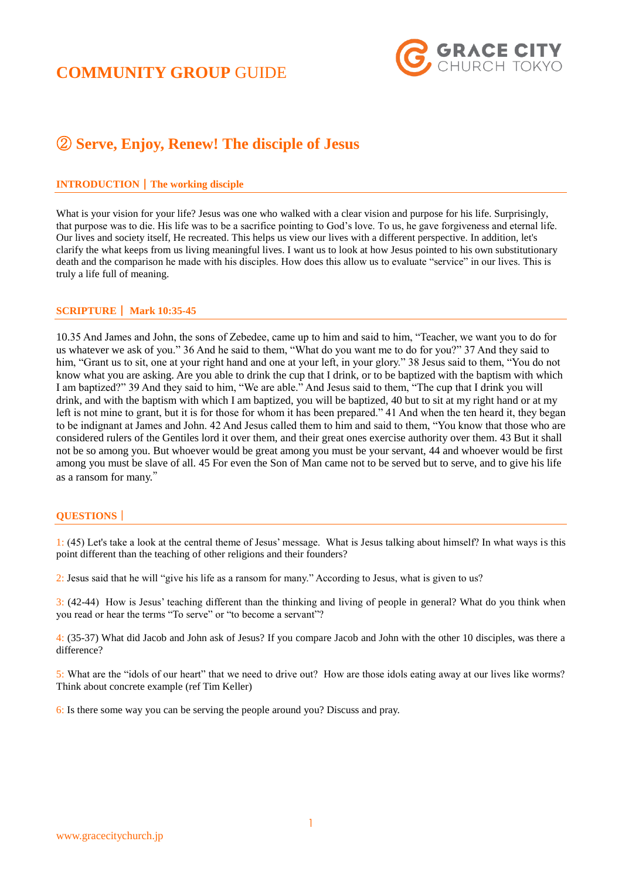# COMMUNITY GROUP GUIDE

GRACE CITY CHURCH TOKYO

## ② Serve, Enjoy, Renew! The disciple of Jesus

### INTRODUCTION | The working disciple

What is your vision for your life? Jesus was one who walked with a clear vision and purpose for his life. Surprisingly, that purpose was to die. His life was to be a sacrifice pointing to God's love. To us, he gave forgiveness and eternal life. Our lives and society itself, He recreated. This helps us view our lives with a different perspective. In addition, let's clarify the what keeps from us living meaningful lives. I want us to look at how Jesus pointed to his own substitutionary death and the comparison he made with his disciples. How does this allow us to evaluate "service" in our lives. This is truly a life full of meaning.

### SCRIPTURE | Mark 10:35-45

10.35 And James and John, the sons of Zebedee, came up to him and said to him, "Teacher, we want you to do for us whatever we ask of you." 36 And he said to them, "What do you want me to do for you?" 37 And they said to him, "Grant us to sit, one at your right hand and one at your left, in your glory." 38 Jesus said to them, "You do not know what you are asking. Are you able to drink the cup that I drink, or to be baptized with the baptism with which I am baptized?" 39 And they said to him, "We are able." And Jesus said to them, "The cup that I drink you will drink, and with the baptism with which I am baptized, you will be baptized, 40 but to sit at my right hand or at my left is not mine to grant, but it is for those for whom it has been prepared." 41 And when the ten heard it, they began to be indignant at James and John. 42 And Jesus called them to him and said to them, "You know that those who are considered rulers of the Gentiles lord it over them, and their great ones exercise authority over them. 43 But it shall not be so among you. But whoever would be great among you must be your servant, 44 and whoever would be first among you must be slave of all. 45 For even the Son of Man came not to be served but to serve, and to give his life as a ransom for many."

### QUESTIONS |

1: (45) Let's take a look at the central theme of Jesus' message. What is Jesus talking about himself? In what ways is this point different than the teaching of other religions and their founders?

2: Jesus said that he will "give his life as a ransom for many." According to Jesus, what is given to us?

3: (42-44) How is Jesus' teaching different than the thinking and living of people in general? What do you think when you read or hear the terms "To serve" or "to become a servant"?

4: (35-37) What did Jacob and John ask of Jesus? If you compare Jacob and John with the other 10 disciples, was there a difference?

5: What are the "idols of our heart" that we need to drive out? How are those idols eating away at our lives like worms? Think about concrete example (ref Tim Keller)

6: Is there some way you can be serving the people around you? Discuss and pray.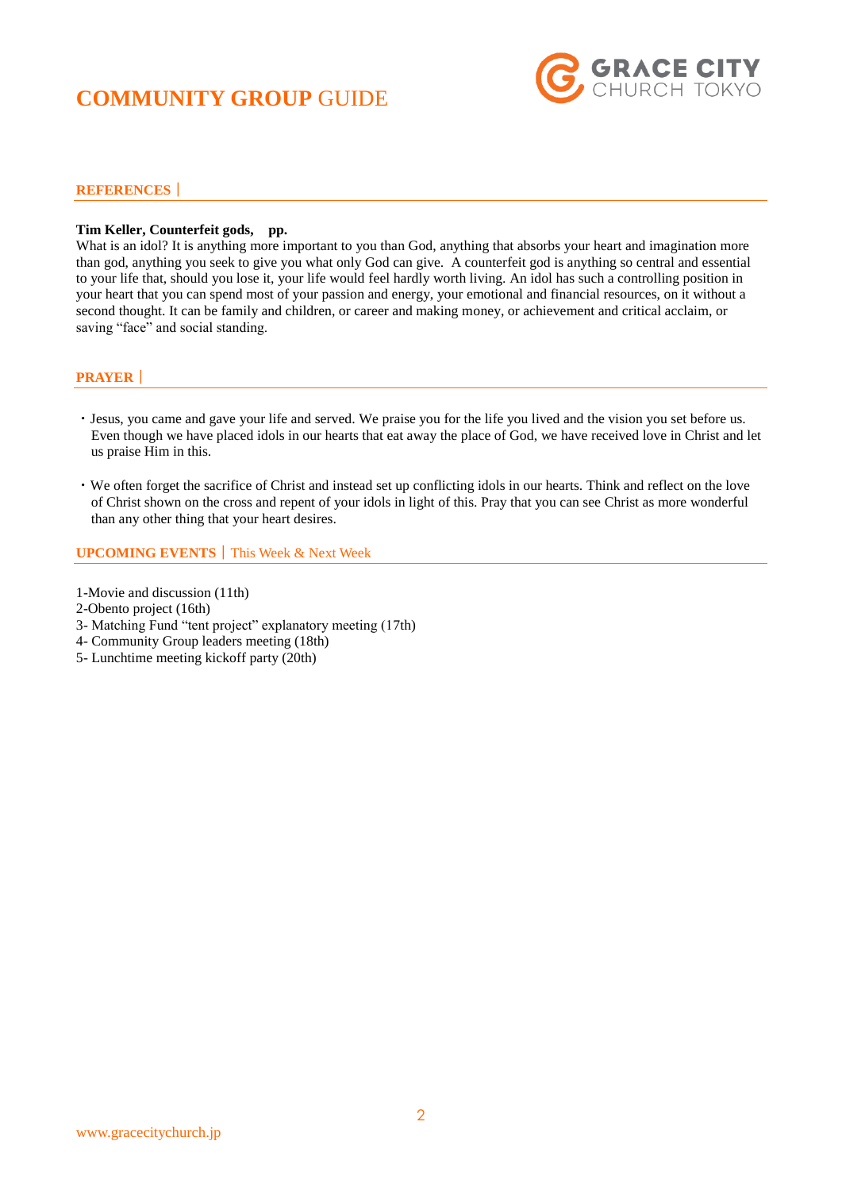# COMMUNITY GROUP GUIDE

## REFERENCES |

**Tim Keller, Counterfeit gods, pp.**

What is an idol? It is anything more important to you than God, anything that absorbs your heart and imagination more than god, anything you seek to give you what only God can give. A counterfeit god is anything so central and essential to your life that, should you lose it, your life would feel hardly worth living. An idol has such a controlling position in your heart that you can spend most of your passion and energy, your emotional and financial resources, on it without a second thought. It can be family and children, or career and making money, or achievement and critical acclaim, or saving "face" and social standing.

## PRAYER |

・Jesus, you came and gave your life and served. We praise you for the life you lived and the vision you set before us. Even though we have placed idols in our hearts that eat away the place of God, we have received love in Christ and let us praise Him in this.

・We often forget the sacrifice of Christ and instead set up conflicting idols in our hearts. Think and reflect on the love of Christ shown on the cross and repent of your idols in light of this. Pray that you can see Christ as more wonderful than any other thing that your heart desires.

## UPCOMING EVENTS | This Week & Next Week

1-Movie and discussion (11th)
2-Obento project (16th)
3- Matching Fund "tent project" explanatory meeting (17th)
4- Community Group leaders meeting (18th)
5- Lunchtime meeting kickoff party (20th)

www.gracecitychurch.jp